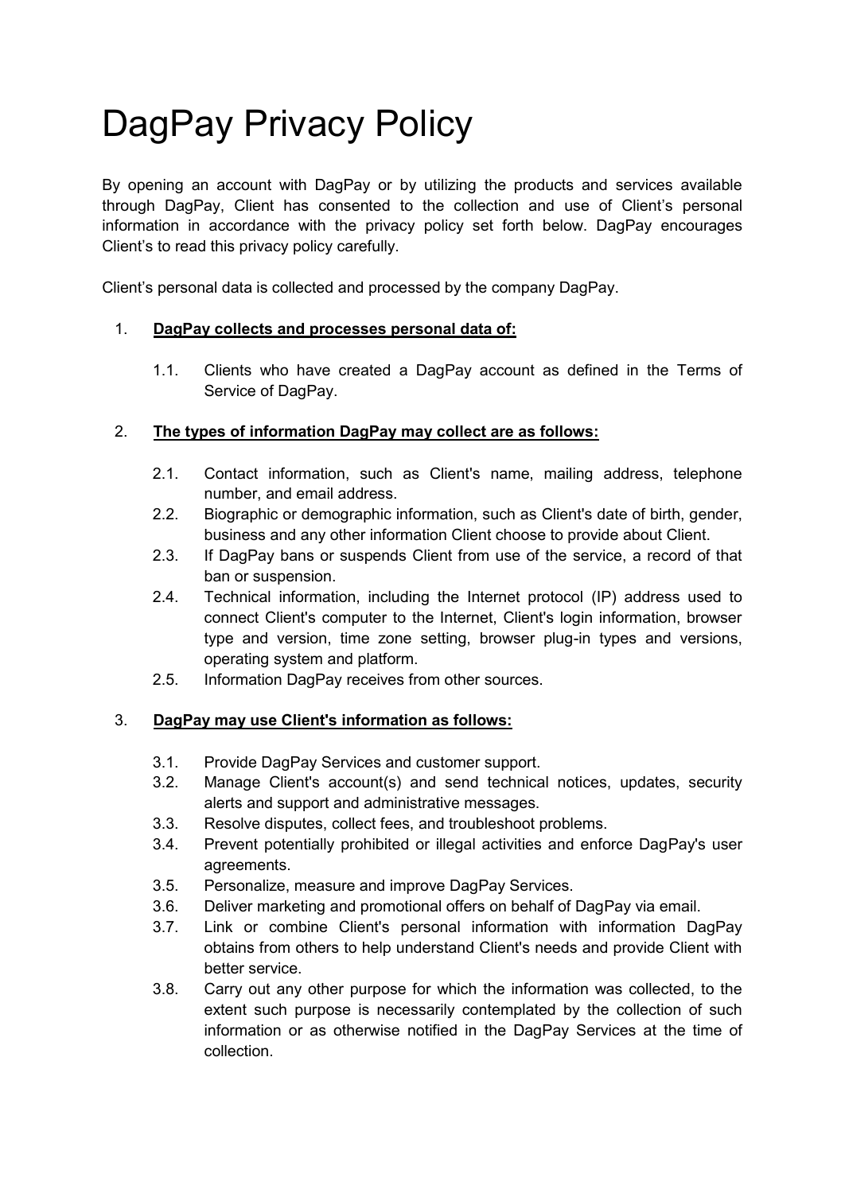# DagPay Privacy Policy

By opening an account with DagPay or by utilizing the products and services available through DagPay, Client has consented to the collection and use of Client's personal information in accordance with the privacy policy set forth below. DagPay encourages Client's to read this privacy policy carefully.

Client's personal data is collected and processed by the company DagPay.

1. <u>**DagPay collects and processes personal data of:**</u>

    1.1. Clients who have created a DagPay account as defined in the Terms of Service of DagPay.

2. <u>**The types of information DagPay may collect are as follows:**</u>

    2.1. Contact information, such as Client's name, mailing address, telephone number, and email address.

    2.2. Biographic or demographic information, such as Client's date of birth, gender, business and any other information Client choose to provide about Client.

    2.3. If DagPay bans or suspends Client from use of the service, a record of that ban or suspension.

    2.4. Technical information, including the Internet protocol (IP) address used to connect Client's computer to the Internet, Client's login information, browser type and version, time zone setting, browser plug-in types and versions, operating system and platform.

    2.5. Information DagPay receives from other sources.

3. <u>**DagPay may use Client's information as follows:**</u>

    3.1. Provide DagPay Services and customer support.

    3.2. Manage Client's account(s) and send technical notices, updates, security alerts and support and administrative messages.

    3.3. Resolve disputes, collect fees, and troubleshoot problems.

    3.4. Prevent potentially prohibited or illegal activities and enforce DagPay's user agreements.

    3.5. Personalize, measure and improve DagPay Services.

    3.6. Deliver marketing and promotional offers on behalf of DagPay via email.

    3.7. Link or combine Client's personal information with information DagPay obtains from others to help understand Client's needs and provide Client with better service.

    3.8. Carry out any other purpose for which the information was collected, to the extent such purpose is necessarily contemplated by the collection of such information or as otherwise notified in the DagPay Services at the time of collection.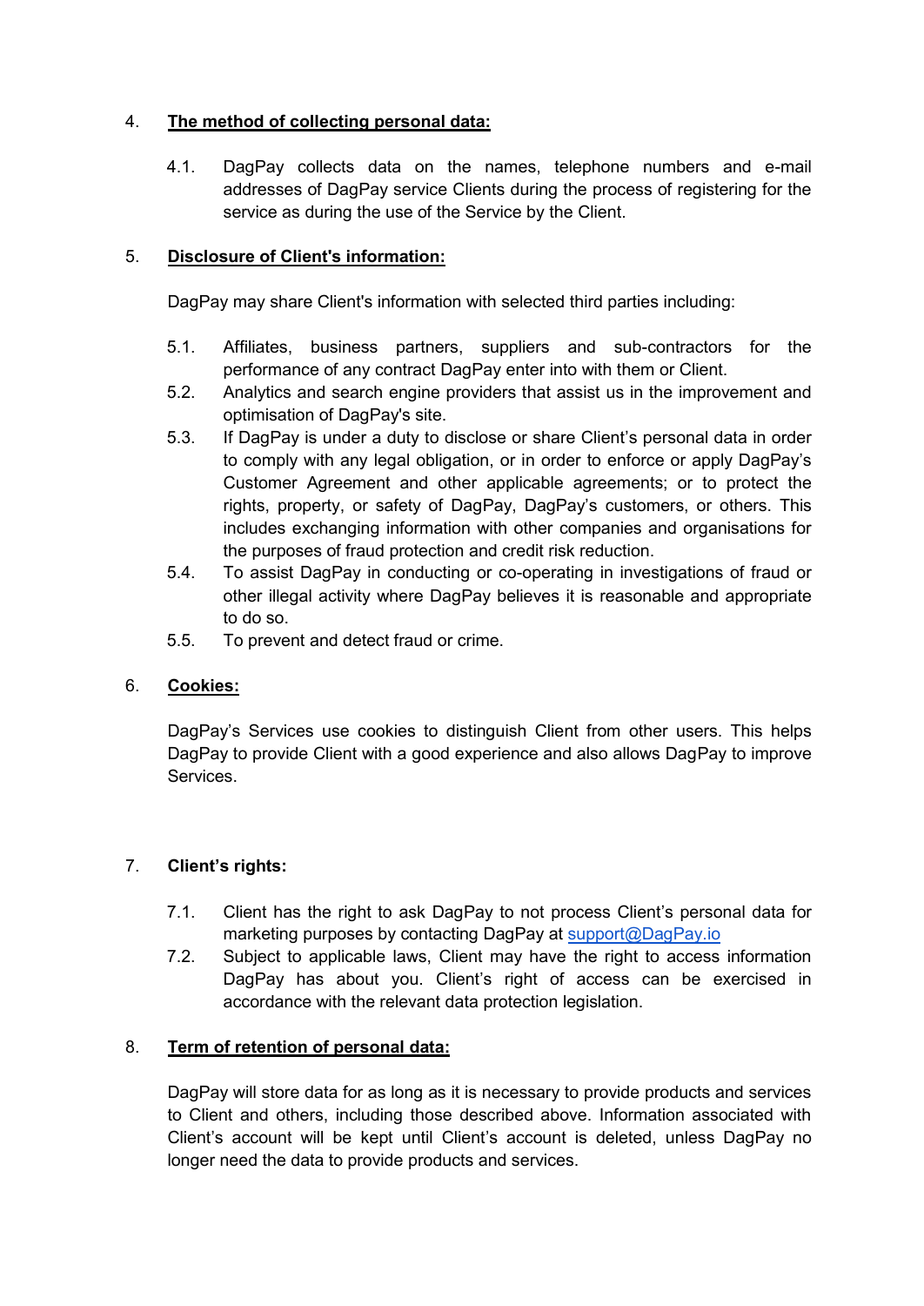4. **The method of collecting personal data:**

   4.1. DagPay collects data on the names, telephone numbers and e-mail addresses of DagPay service Clients during the process of registering for the service as during the use of the Service by the Client.

5. **Disclosure of Client's information:**

   DagPay may share Client's information with selected third parties including:

   5.1. Affiliates, business partners, suppliers and sub-contractors for the performance of any contract DagPay enter into with them or Client.

   5.2. Analytics and search engine providers that assist us in the improvement and optimisation of DagPay's site.

   5.3. If DagPay is under a duty to disclose or share Client's personal data in order to comply with any legal obligation, or in order to enforce or apply DagPay's Customer Agreement and other applicable agreements; or to protect the rights, property, or safety of DagPay, DagPay's customers, or others. This includes exchanging information with other companies and organisations for the purposes of fraud protection and credit risk reduction.

   5.4. To assist DagPay in conducting or co-operating in investigations of fraud or other illegal activity where DagPay believes it is reasonable and appropriate to do so.

   5.5. To prevent and detect fraud or crime.

6. **Cookies:**

   DagPay's Services use cookies to distinguish Client from other users. This helps DagPay to provide Client with a good experience and also allows DagPay to improve Services.

7. **Client's rights:**

   7.1. Client has the right to ask DagPay to not process Client's personal data for marketing purposes by contacting DagPay at [support@DagPay.io](mailto:support@DagPay.io)

   7.2. Subject to applicable laws, Client may have the right to access information DagPay has about you. Client's right of access can be exercised in accordance with the relevant data protection legislation.

8. **Term of retention of personal data:**

   DagPay will store data for as long as it is necessary to provide products and services to Client and others, including those described above. Information associated with Client's account will be kept until Client's account is deleted, unless DagPay no longer need the data to provide products and services.